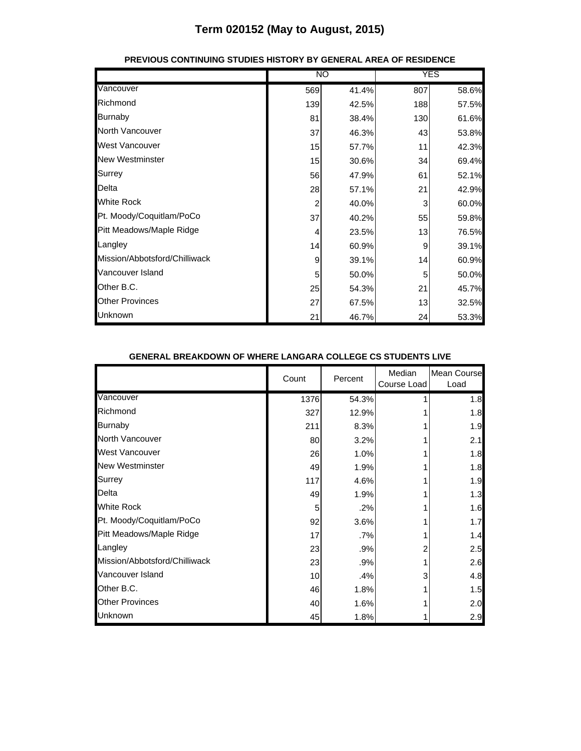# Term 020152 (May to August, 2015)

### PREVIOUS CONTINUING STUDIES HISTORY BY GENERAL AREA OF RESIDENCE

| | NO | | YES | |
|---|---|---|---|---|
| Vancouver | 569 | 41.4% | 807 | 58.6% |
| Richmond | 139 | 42.5% | 188 | 57.5% |
| Burnaby | 81 | 38.4% | 130 | 61.6% |
| North Vancouver | 37 | 46.3% | 43 | 53.8% |
| West Vancouver | 15 | 57.7% | 11 | 42.3% |
| New Westminster | 15 | 30.6% | 34 | 69.4% |
| Surrey | 56 | 47.9% | 61 | 52.1% |
| Delta | 28 | 57.1% | 21 | 42.9% |
| White Rock | 2 | 40.0% | 3 | 60.0% |
| Pt. Moody/Coquitlam/PoCo | 37 | 40.2% | 55 | 59.8% |
| Pitt Meadows/Maple Ridge | 4 | 23.5% | 13 | 76.5% |
| Langley | 14 | 60.9% | 9 | 39.1% |
| Mission/Abbotsford/Chilliwack | 9 | 39.1% | 14 | 60.9% |
| Vancouver Island | 5 | 50.0% | 5 | 50.0% |
| Other B.C. | 25 | 54.3% | 21 | 45.7% |
| Other Provinces | 27 | 67.5% | 13 | 32.5% |
| Unknown | 21 | 46.7% | 24 | 53.3% |

### GENERAL BREAKDOWN OF WHERE LANGARA COLLEGE CS STUDENTS LIVE

| | Count | Percent | Median Course Load | Mean Course Load |
|---|---|---|---|---|
| Vancouver | 1376 | 54.3% | 1 | 1.8 |
| Richmond | 327 | 12.9% | 1 | 1.8 |
| Burnaby | 211 | 8.3% | 1 | 1.9 |
| North Vancouver | 80 | 3.2% | 1 | 2.1 |
| West Vancouver | 26 | 1.0% | 1 | 1.8 |
| New Westminster | 49 | 1.9% | 1 | 1.8 |
| Surrey | 117 | 4.6% | 1 | 1.9 |
| Delta | 49 | 1.9% | 1 | 1.3 |
| White Rock | 5 | .2% | 1 | 1.6 |
| Pt. Moody/Coquitlam/PoCo | 92 | 3.6% | 1 | 1.7 |
| Pitt Meadows/Maple Ridge | 17 | .7% | 1 | 1.4 |
| Langley | 23 | .9% | 2 | 2.5 |
| Mission/Abbotsford/Chilliwack | 23 | .9% | 1 | 2.6 |
| Vancouver Island | 10 | .4% | 3 | 4.8 |
| Other B.C. | 46 | 1.8% | 1 | 1.5 |
| Other Provinces | 40 | 1.6% | 1 | 2.0 |
| Unknown | 45 | 1.8% | 1 | 2.9 |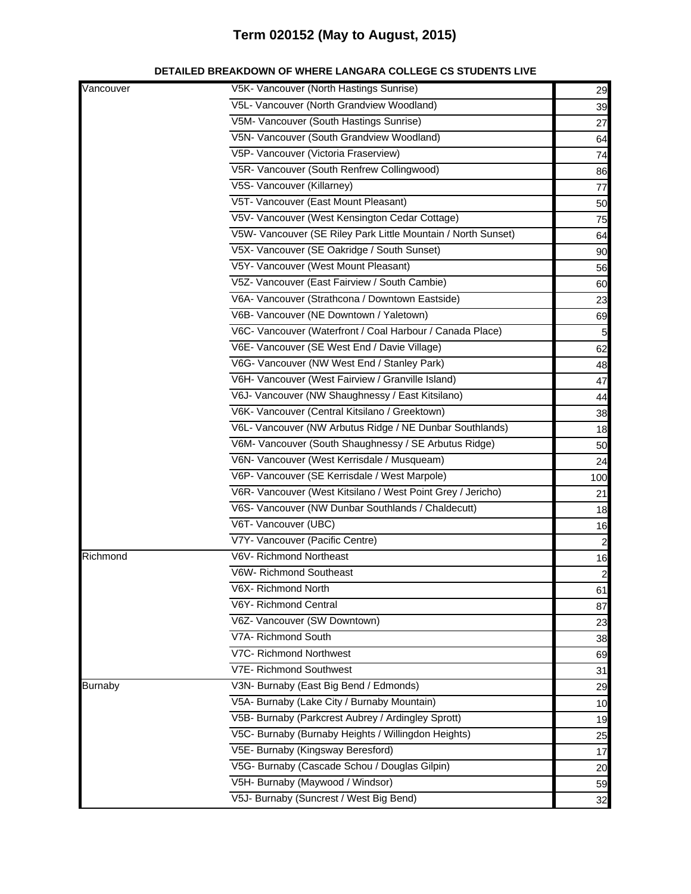# Term 020152 (May to August, 2015)

**DETAILED BREAKDOWN OF WHERE LANGARA COLLEGE CS STUDENTS LIVE**

| | | |
|---|---|---|
| Vancouver | V5K- Vancouver (North Hastings Sunrise) | 29 |
| | V5L- Vancouver (North Grandview Woodland) | 39 |
| | V5M- Vancouver (South Hastings Sunrise) | 27 |
| | V5N- Vancouver (South Grandview Woodland) | 64 |
| | V5P- Vancouver (Victoria Fraserview) | 74 |
| | V5R- Vancouver (South Renfrew Collingwood) | 86 |
| | V5S- Vancouver (Killarney) | 77 |
| | V5T- Vancouver (East Mount Pleasant) | 50 |
| | V5V- Vancouver (West Kensington Cedar Cottage) | 75 |
| | V5W- Vancouver (SE Riley Park Little Mountain / North Sunset) | 64 |
| | V5X- Vancouver (SE Oakridge / South Sunset) | 90 |
| | V5Y- Vancouver (West Mount Pleasant) | 56 |
| | V5Z- Vancouver (East Fairview / South Cambie) | 60 |
| | V6A- Vancouver (Strathcona / Downtown Eastside) | 23 |
| | V6B- Vancouver (NE Downtown / Yaletown) | 69 |
| | V6C- Vancouver (Waterfront / Coal Harbour / Canada Place) | 5 |
| | V6E- Vancouver (SE West End / Davie Village) | 62 |
| | V6G- Vancouver (NW West End / Stanley Park) | 48 |
| | V6H- Vancouver (West Fairview / Granville Island) | 47 |
| | V6J- Vancouver (NW Shaughnessy / East Kitsilano) | 44 |
| | V6K- Vancouver (Central Kitsilano / Greektown) | 38 |
| | V6L- Vancouver (NW Arbutus Ridge / NE Dunbar Southlands) | 18 |
| | V6M- Vancouver (South Shaughnessy / SE Arbutus Ridge) | 50 |
| | V6N- Vancouver (West Kerrisdale / Musqueam) | 24 |
| | V6P- Vancouver (SE Kerrisdale / West Marpole) | 100 |
| | V6R- Vancouver (West Kitsilano / West Point Grey / Jericho) | 21 |
| | V6S- Vancouver (NW Dunbar Southlands / Chaldecutt) | 18 |
| | V6T- Vancouver (UBC) | 16 |
| | V7Y- Vancouver (Pacific Centre) | 2 |
| Richmond | V6V- Richmond Northeast | 16 |
| | V6W- Richmond Southeast | 2 |
| | V6X- Richmond North | 61 |
| | V6Y- Richmond Central | 87 |
| | V6Z- Vancouver (SW Downtown) | 23 |
| | V7A- Richmond South | 38 |
| | V7C- Richmond Northwest | 69 |
| | V7E- Richmond Southwest | 31 |
| Burnaby | V3N- Burnaby (East Big Bend / Edmonds) | 29 |
| | V5A- Burnaby (Lake City / Burnaby Mountain) | 10 |
| | V5B- Burnaby (Parkcrest Aubrey / Ardingley Sprott) | 19 |
| | V5C- Burnaby (Burnaby Heights / Willingdon Heights) | 25 |
| | V5E- Burnaby (Kingsway Beresford) | 17 |
| | V5G- Burnaby (Cascade Schou / Douglas Gilpin) | 20 |
| | V5H- Burnaby (Maywood / Windsor) | 59 |
| | V5J- Burnaby (Suncrest / West Big Bend) | 32 |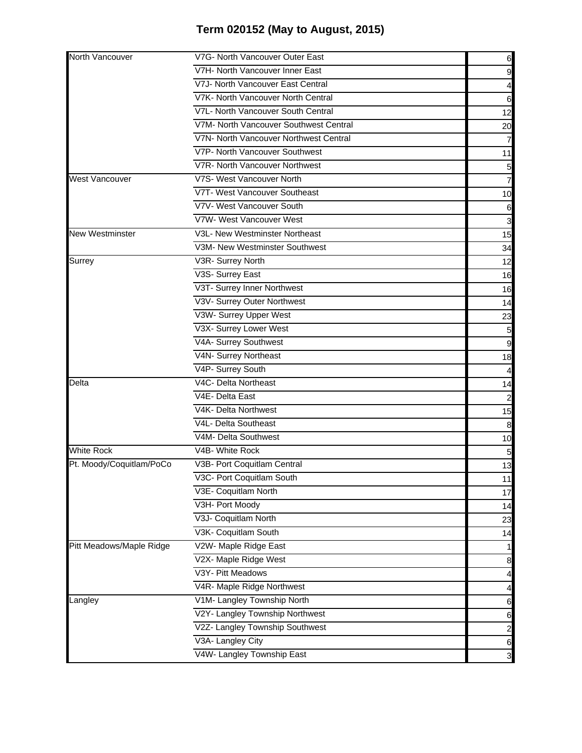# Term 020152 (May to August, 2015)

| | | |
|---|---|---|
| North Vancouver | V7G- North Vancouver Outer East | 6 |
| | V7H- North Vancouver Inner East | 9 |
| | V7J- North Vancouver East Central | 4 |
| | V7K- North Vancouver North Central | 6 |
| | V7L- North Vancouver South Central | 12 |
| | V7M- North Vancouver Southwest Central | 20 |
| | V7N- North Vancouver Northwest Central | 7 |
| | V7P- North Vancouver Southwest | 11 |
| | V7R- North Vancouver Northwest | 5 |
| West Vancouver | V7S- West Vancouver North | 7 |
| | V7T- West Vancouver Southeast | 10 |
| | V7V- West Vancouver South | 6 |
| | V7W- West Vancouver West | 3 |
| New Westminster | V3L- New Westminster Northeast | 15 |
| | V3M- New Westminster Southwest | 34 |
| Surrey | V3R- Surrey North | 12 |
| | V3S- Surrey East | 16 |
| | V3T- Surrey Inner Northwest | 16 |
| | V3V- Surrey Outer Northwest | 14 |
| | V3W- Surrey Upper West | 23 |
| | V3X- Surrey Lower West | 5 |
| | V4A- Surrey Southwest | 9 |
| | V4N- Surrey Northeast | 18 |
| | V4P- Surrey South | 4 |
| Delta | V4C- Delta Northeast | 14 |
| | V4E- Delta East | 2 |
| | V4K- Delta Northwest | 15 |
| | V4L- Delta Southeast | 8 |
| | V4M- Delta Southwest | 10 |
| White Rock | V4B- White Rock | 5 |
| Pt. Moody/Coquitlam/PoCo | V3B- Port Coquitlam Central | 13 |
| | V3C- Port Coquitlam South | 11 |
| | V3E- Coquitlam North | 17 |
| | V3H- Port Moody | 14 |
| | V3J- Coquitlam North | 23 |
| | V3K- Coquitlam South | 14 |
| Pitt Meadows/Maple Ridge | V2W- Maple Ridge East | 1 |
| | V2X- Maple Ridge West | 8 |
| | V3Y- Pitt Meadows | 4 |
| | V4R- Maple Ridge Northwest | 4 |
| Langley | V1M- Langley Township North | 6 |
| | V2Y- Langley Township Northwest | 6 |
| | V2Z- Langley Township Southwest | 2 |
| | V3A- Langley City | 6 |
| | V4W- Langley Township East | 3 |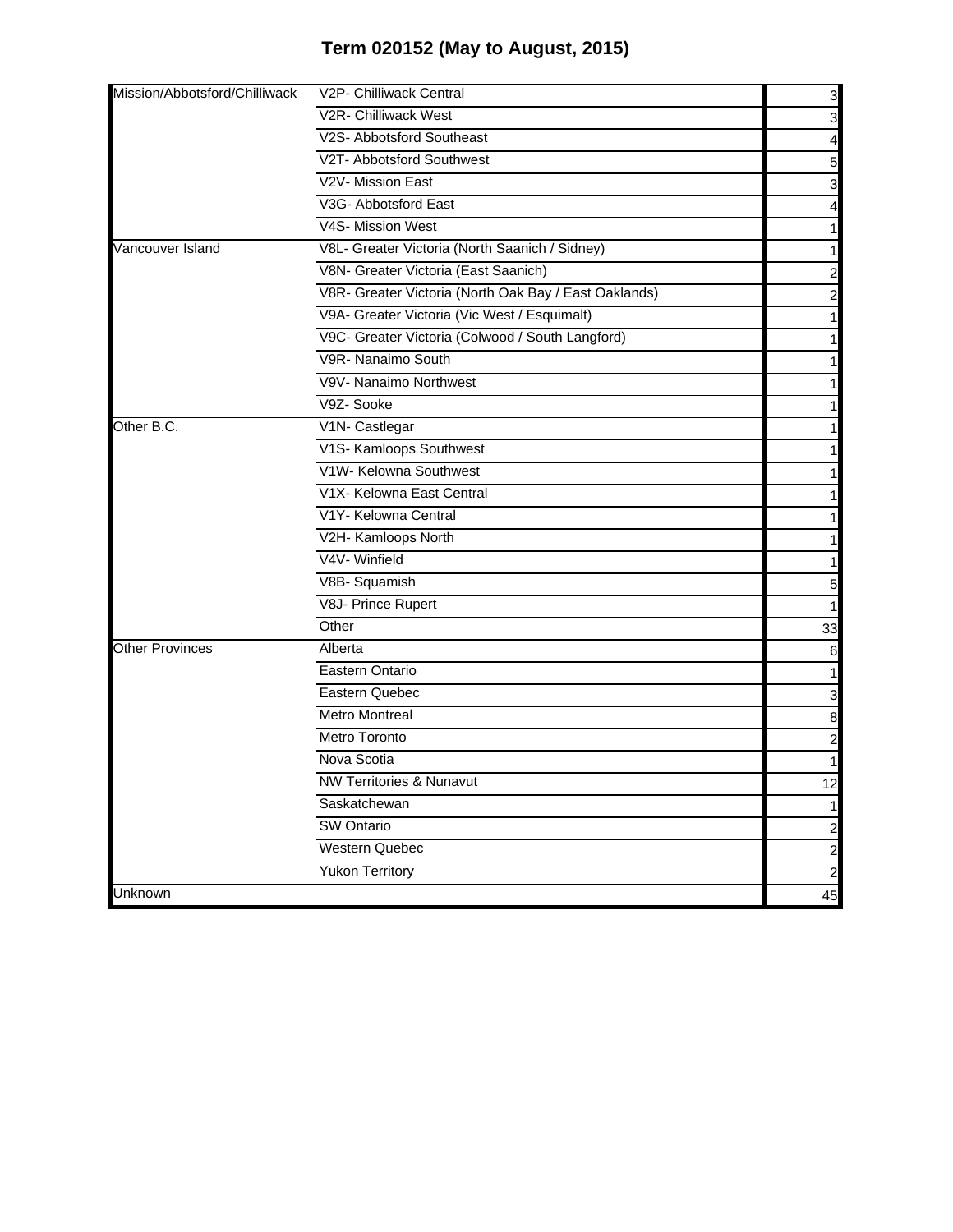## Term 020152 (May to August, 2015)

| | | |
|---|---|---|
| Mission/Abbotsford/Chilliwack | V2P- Chilliwack Central | 3 |
| | V2R- Chilliwack West | 3 |
| | V2S- Abbotsford Southeast | 4 |
| | V2T- Abbotsford Southwest | 5 |
| | V2V- Mission East | 3 |
| | V3G- Abbotsford East | 4 |
| | V4S- Mission West | 1 |
| Vancouver Island | V8L- Greater Victoria (North Saanich / Sidney) | 1 |
| | V8N- Greater Victoria (East Saanich) | 2 |
| | V8R- Greater Victoria (North Oak Bay / East Oaklands) | 2 |
| | V9A- Greater Victoria (Vic West / Esquimalt) | 1 |
| | V9C- Greater Victoria (Colwood / South Langford) | 1 |
| | V9R- Nanaimo South | 1 |
| | V9V- Nanaimo Northwest | 1 |
| | V9Z- Sooke | 1 |
| Other B.C. | V1N- Castlegar | 1 |
| | V1S- Kamloops Southwest | 1 |
| | V1W- Kelowna Southwest | 1 |
| | V1X- Kelowna East Central | 1 |
| | V1Y- Kelowna Central | 1 |
| | V2H- Kamloops North | 1 |
| | V4V- Winfield | 1 |
| | V8B- Squamish | 5 |
| | V8J- Prince Rupert | 1 |
| | Other | 33 |
| Other Provinces | Alberta | 6 |
| | Eastern Ontario | 1 |
| | Eastern Quebec | 3 |
| | Metro Montreal | 8 |
| | Metro Toronto | 2 |
| | Nova Scotia | 1 |
| | NW Territories & Nunavut | 12 |
| | Saskatchewan | 1 |
| | SW Ontario | 2 |
| | Western Quebec | 2 |
| | Yukon Territory | 2 |
| Unknown | | 45 |